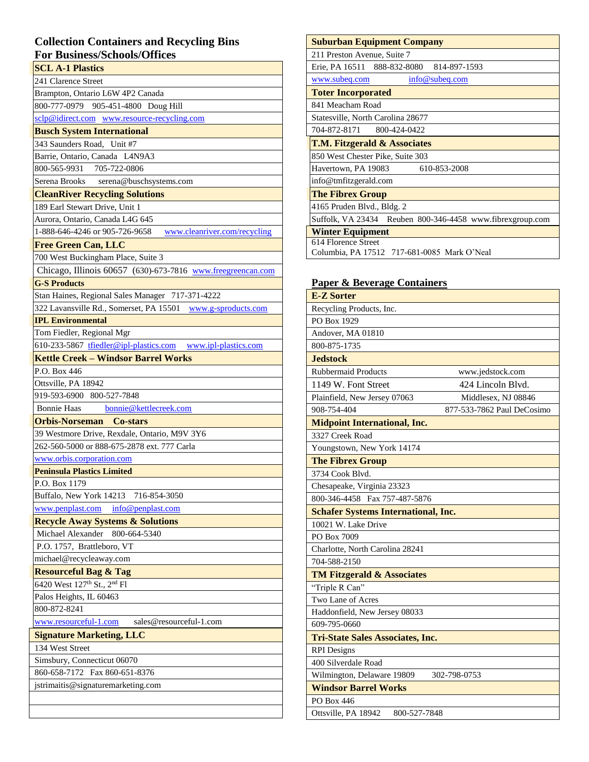## Collection Containers and Recycling Bins For Business/Schools/Offices

| |
|---|
| **SCL A-1 Plastics** |
| 241 Clarence Street |
| Brampton, Ontario L6W 4P2 Canada |
| 800-777-0979 905-451-4800 Doug Hill |
| sclp@idirect.com www.resource-recycling.com |
| **Busch System International** |
| 343 Saunders Road, Unit #7 |
| Barrie, Ontario, Canada L4N9A3 |
| 800-565-9931 705-722-0806 |
| Serena Brooks serena@buschsystems.com |
| **CleanRiver Recycling Solutions** |
| 189 Earl Stewart Drive, Unit 1 |
| Aurora, Ontario, Canada L4G 645 |
| 1-888-646-4246 or 905-726-9658 www.cleanriver.com/recycling |
| **Free Green Can, LLC** |
| 700 West Buckingham Place, Suite 3 |
| Chicago, Illinois 60657 (630)-673-7816 www.freegreencan.com |
| **G-S Products** |
| Stan Haines, Regional Sales Manager 717-371-4222 |
| 322 Lavansville Rd., Somerset, PA 15501 www.g-sproducts.com |
| **IPL Environmental** |
| Tom Fiedler, Regional Mgr |
| 610-233-5867 tfiedler@ipl-plastics.com www.ipl-plastics.com |
| **Kettle Creek – Windsor Barrel Works** |
| P.O. Box 446 |
| Ottsville, PA 18942 |
| 919-593-6900 800-527-7848 |
| Bonnie Haas bonnie@kettlecreek.com |
| **Orbis-Norseman Co-stars** |
| 39 Westmore Drive, Rexdale, Ontario, M9V 3Y6 |
| 262-560-5000 or 888-675-2878 ext. 777 Carla |
| www.orbis.corporation.com |
| **Peninsula Plastics Limited** |
| P.O. Box 1179 |
| Buffalo, New York 14213 716-854-3050 |
| www.penplast.com info@penplast.com |
| **Recycle Away Systems & Solutions** |
| Michael Alexander 800-664-5340 |
| P.O. 1757, Brattleboro, VT |
| michael@recycleaway.com |
| **Resourceful Bag & Tag** |
| 6420 West 127th St., 2nd Fl |
| Palos Heights, IL 60463 |
| 800-872-8241 |
| www.resourceful-1.com sales@resourceful-1.com |
| **Signature Marketing, LLC** |
| 134 West Street |
| Simsbury, Connecticut 06070 |
| 860-658-7172 Fax 860-651-8376 |
| jstrimaitis@signaturemarketing.com |
| |
| |

| |
|---|
| **Suburban Equipment Company** |
| 211 Preston Avenue, Suite 7 |
| Erie, PA 16511 888-832-8080 814-897-1593 |
| www.subeq.com info@subeq.com |
| **Toter Incorporated** |
| 841 Meacham Road |
| Statesville, North Carolina 28677 |
| 704-872-8171 800-424-0422 |
| **T.M. Fitzgerald & Associates** |
| 850 West Chester Pike, Suite 303 |
| Havertown, PA 19083 610-853-2008 |
| info@tmfitzgerald.com |
| **The Fibrex Group** |
| 4165 Pruden Blvd., Bldg. 2 |
| Suffolk, VA 23434 Reuben 800-346-4458 www.fibrexgroup.com |
| **Winter Equipment** |
| 614 Florence Street<br>Columbia, PA 17512 717-681-0085 Mark O'Neal |

## Paper & Beverage Containers

| | |
|---|---|
| **E-Z Sorter** | |
| Recycling Products, Inc. | |
| PO Box 1929 | |
| Andover, MA 01810 | |
| 800-875-1735 | |
| **Jedstock** | |
| Rubbermaid Products | www.jedstock.com |
| 1149 W. Font Street | 424 Lincoln Blvd. |
| Plainfield, New Jersey 07063 | Middlesex, NJ 08846 |
| 908-754-404 | 877-533-7862 Paul DeCosimo |
| **Midpoint International, Inc.** | |
| 3327 Creek Road | |
| Youngstown, New York 14174 | |
| **The Fibrex Group** | |
| 3734 Cook Blvd. | |
| Chesapeake, Virginia 23323 | |
| 800-346-4458 Fax 757-487-5876 | |
| **Schafer Systems International, Inc.** | |
| 10021 W. Lake Drive | |
| PO Box 7009 | |
| Charlotte, North Carolina 28241 | |
| 704-588-2150 | |
| **TM Fitzgerald & Associates** | |
| "Triple R Can" | |
| Two Lane of Acres | |
| Haddonfield, New Jersey 08033 | |
| 609-795-0660 | |
| **Tri-State Sales Associates, Inc.** | |
| RPI Designs | |
| 400 Silverdale Road | |
| Wilmington, Delaware 19809 302-798-0753 | |
| **Windsor Barrel Works** | |
| PO Box 446 | |
| Ottsville, PA 18942 800-527-7848 | |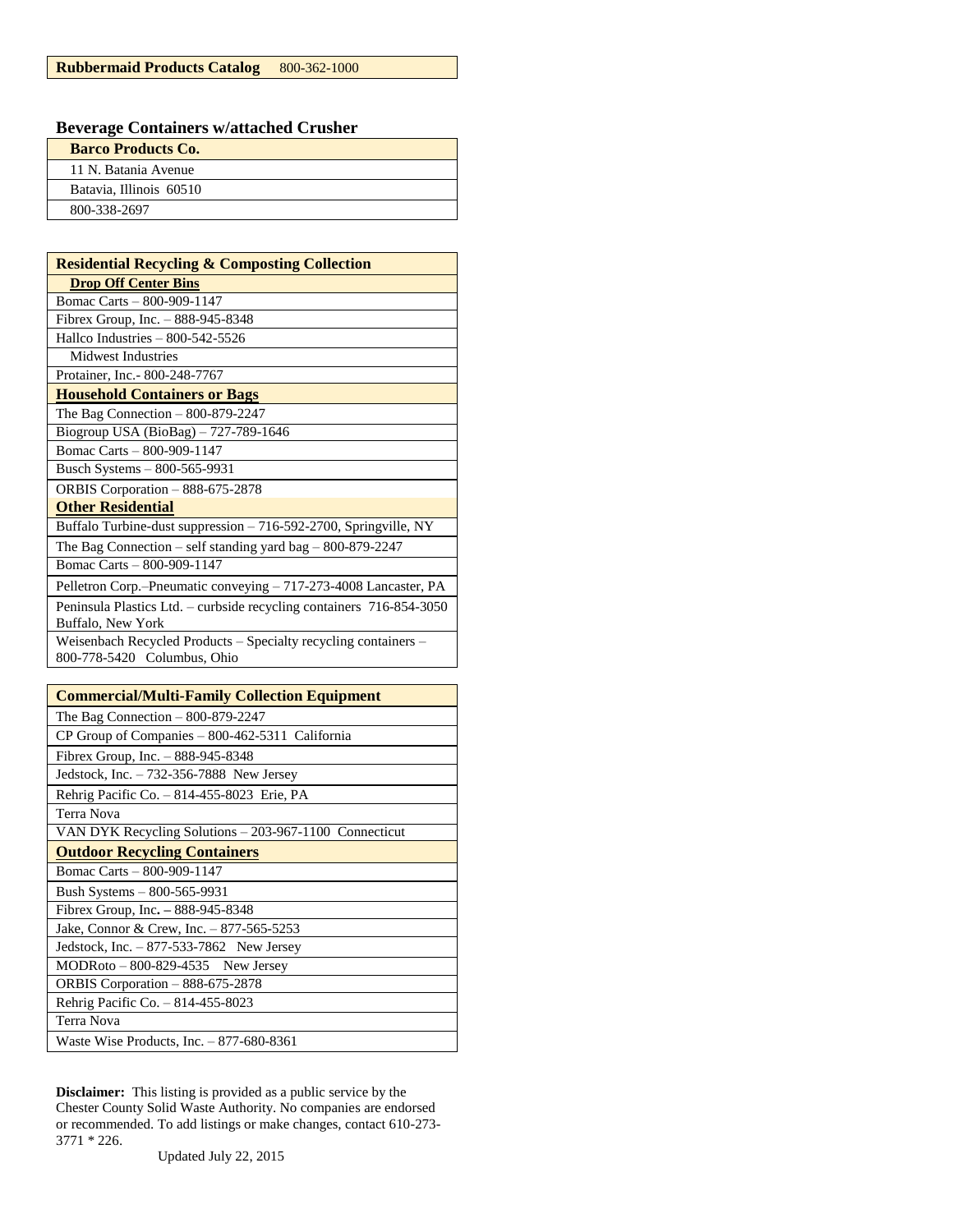| **Rubbermaid Products Catalog** 800-362-1000 |
| --- |

### Beverage Containers w/attached Crusher

| **Barco Products Co.** |
| --- |
| 11 N. Batania Avenue |
| Batavia, Illinois 60510 |
| 800-338-2697 |

| **Residential Recycling & Composting Collection** |
| --- |
| **Drop Off Center Bins** |
| Bomac Carts – 800-909-1147 |
| Fibrex Group, Inc. – 888-945-8348 |
| Hallco Industries – 800-542-5526 |
| Midwest Industries |
| Protainer, Inc.- 800-248-7767 |
| **Household Containers or Bags** |
| The Bag Connection – 800-879-2247 |
| Biogroup USA (BioBag) – 727-789-1646 |
| Bomac Carts – 800-909-1147 |
| Busch Systems – 800-565-9931 |
| ORBIS Corporation – 888-675-2878 |
| **Other Residential** |
| Buffalo Turbine-dust suppression – 716-592-2700, Springville, NY |
| The Bag Connection – self standing yard bag – 800-879-2247 |
| Bomac Carts – 800-909-1147 |
| Pelletron Corp.–Pneumatic conveying – 717-273-4008 Lancaster, PA |
| Peninsula Plastics Ltd. – curbside recycling containers 716-854-3050 Buffalo, New York |
| Weisenbach Recycled Products – Specialty recycling containers – 800-778-5420 Columbus, Ohio |

| **Commercial/Multi-Family Collection Equipment** |
| --- |
| The Bag Connection – 800-879-2247 |
| CP Group of Companies – 800-462-5311 California |
| Fibrex Group, Inc. – 888-945-8348 |
| Jedstock, Inc. – 732-356-7888 New Jersey |
| Rehrig Pacific Co. – 814-455-8023 Erie, PA |
| Terra Nova |
| VAN DYK Recycling Solutions – 203-967-1100 Connecticut |
| **Outdoor Recycling Containers** |
| Bomac Carts – 800-909-1147 |
| Bush Systems – 800-565-9931 |
| Fibrex Group, Inc. – 888-945-8348 |
| Jake, Connor & Crew, Inc. – 877-565-5253 |
| Jedstock, Inc. – 877-533-7862 New Jersey |
| MODRoto – 800-829-4535 New Jersey |
| ORBIS Corporation – 888-675-2878 |
| Rehrig Pacific Co. – 814-455-8023 |
| Terra Nova |
| Waste Wise Products, Inc. – 877-680-8361 |

**Disclaimer:** This listing is provided as a public service by the Chester County Solid Waste Authority. No companies are endorsed or recommended. To add listings or make changes, contact 610-273-3771 * 226.

Updated July 22, 2015